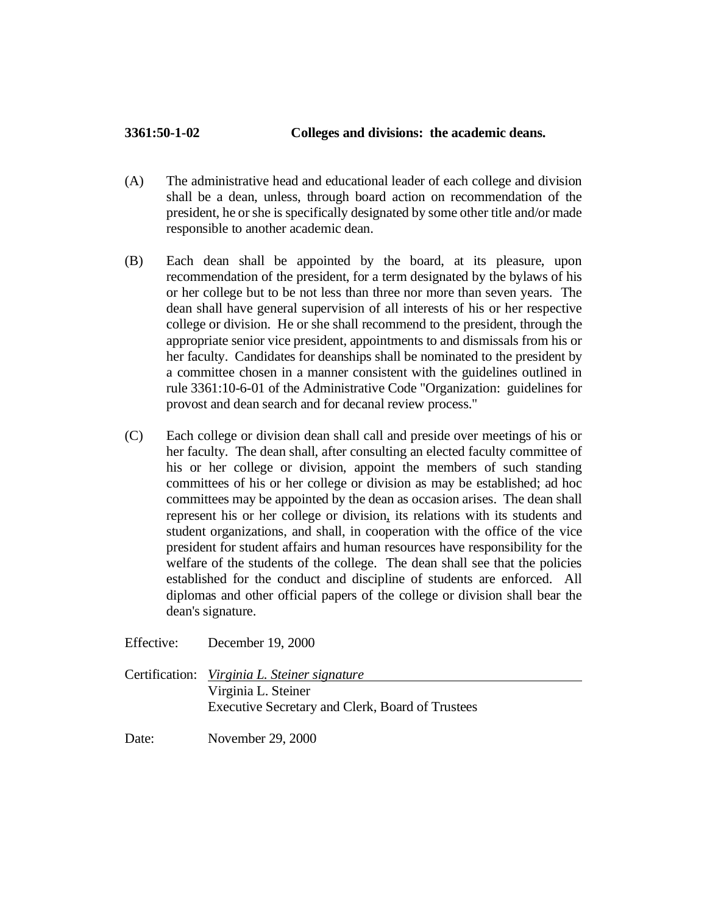**3361:50-1-02 Colleges and divisions: the academic deans.**

(A) The administrative head and educational leader of each college and division shall be a dean, unless, through board action on recommendation of the president, he or she is specifically designated by some other title and/or made responsible to another academic dean.

(B) Each dean shall be appointed by the board, at its pleasure, upon recommendation of the president, for a term designated by the bylaws of his or her college but to be not less than three nor more than seven years. The dean shall have general supervision of all interests of his or her respective college or division. He or she shall recommend to the president, through the appropriate senior vice president, appointments to and dismissals from his or her faculty. Candidates for deanships shall be nominated to the president by a committee chosen in a manner consistent with the guidelines outlined in rule 3361:10-6-01 of the Administrative Code "Organization: guidelines for provost and dean search and for decanal review process."

(C) Each college or division dean shall call and preside over meetings of his or her faculty. The dean shall, after consulting an elected faculty committee of his or her college or division, appoint the members of such standing committees of his or her college or division as may be established; ad hoc committees may be appointed by the dean as occasion arises. The dean shall represent his or her college or division, its relations with its students and student organizations, and shall, in cooperation with the office of the vice president for student affairs and human resources have responsibility for the welfare of the students of the college. The dean shall see that the policies established for the conduct and discipline of students are enforced. All diplomas and other official papers of the college or division shall bear the dean's signature.

Effective: December 19, 2000

Certification: *Virginia L. Steiner signature*
Virginia L. Steiner
Executive Secretary and Clerk, Board of Trustees

Date: November 29, 2000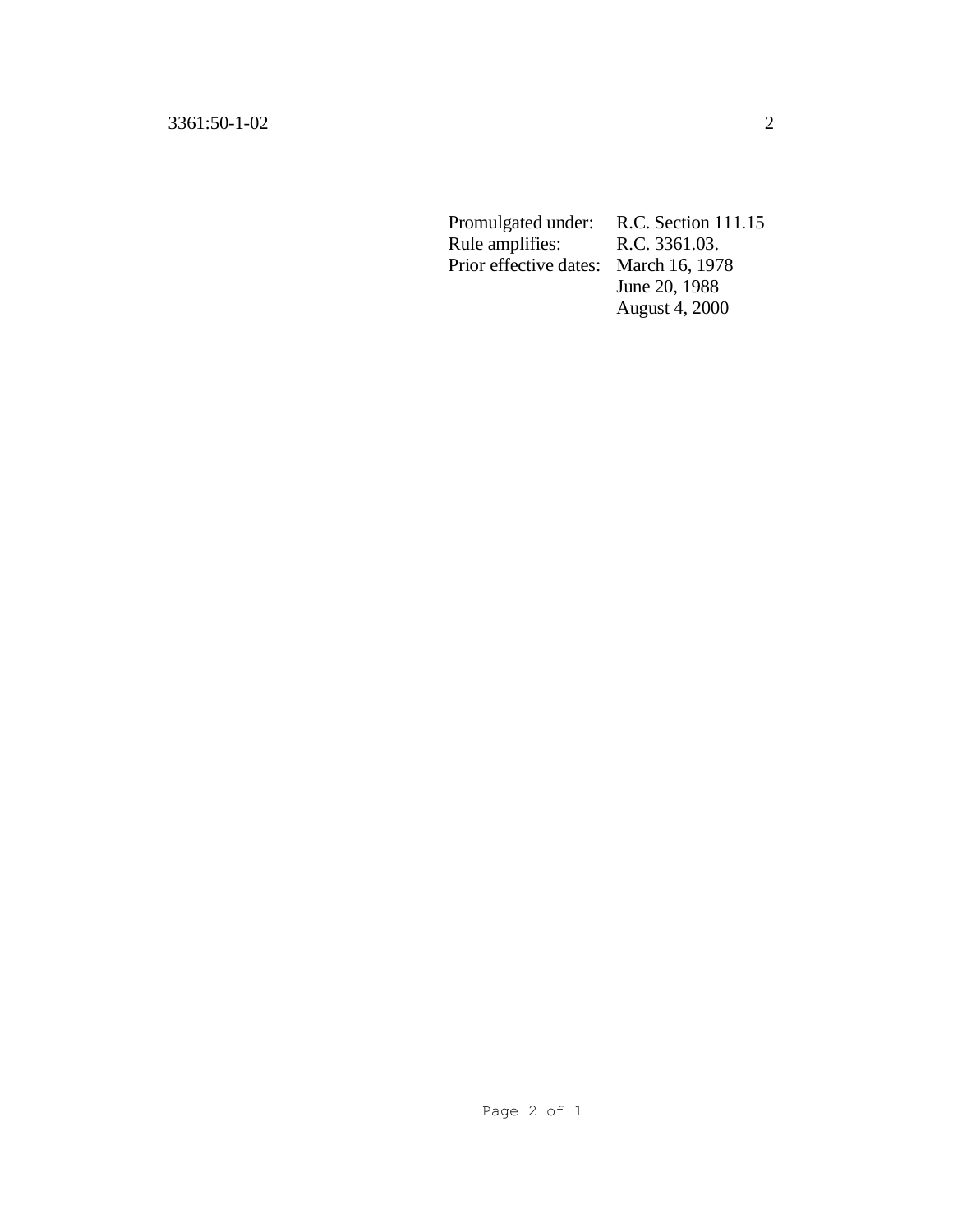| | |
|---|---|
| Promulgated under: | R.C. Section 111.15 |
| Rule amplifies: | R.C. 3361.03. |
| Prior effective dates: | March 16, 1978 |
| | June 20, 1988 |
| | August 4, 2000 |